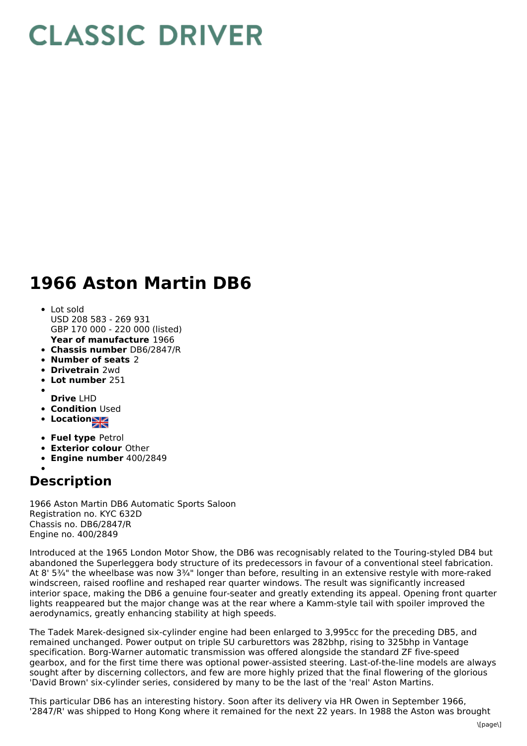# CLASSIC DRIVER

# 1966 Aston Martin DB6

- Lot sold
  USD 208 583 - 269 931
  GBP 170 000 - 220 000 (listed)
  **Year of manufacture** 1966
- **Chassis number** DB6/2847/R
- **Number of seats** 2
- **Drivetrain** 2wd
- **Lot number** 251
- **Drive** LHD
- **Condition** Used
- **Location**
- **Fuel type** Petrol
- **Exterior colour** Other
- **Engine number** 400/2849

## Description

1966 Aston Martin DB6 Automatic Sports Saloon
Registration no. KYC 632D
Chassis no. DB6/2847/R
Engine no. 400/2849

Introduced at the 1965 London Motor Show, the DB6 was recognisably related to the Touring-styled DB4 but abandoned the Superleggera body structure of its predecessors in favour of a conventional steel fabrication. At 8' 5¾" the wheelbase was now 3¾" longer than before, resulting in an extensive restyle with more-raked windscreen, raised roofline and reshaped rear quarter windows. The result was significantly increased interior space, making the DB6 a genuine four-seater and greatly extending its appeal. Opening front quarter lights reappeared but the major change was at the rear where a Kamm-style tail with spoiler improved the aerodynamics, greatly enhancing stability at high speeds.

The Tadek Marek-designed six-cylinder engine had been enlarged to 3,995cc for the preceding DB5, and remained unchanged. Power output on triple SU carburettors was 282bhp, rising to 325bhp in Vantage specification. Borg-Warner automatic transmission was offered alongside the standard ZF five-speed gearbox, and for the first time there was optional power-assisted steering. Last-of-the-line models are always sought after by discerning collectors, and few are more highly prized that the final flowering of the glorious 'David Brown' six-cylinder series, considered by many to be the last of the 'real' Aston Martins.

This particular DB6 has an interesting history. Soon after its delivery via HR Owen in September 1966, '2847/R' was shipped to Hong Kong where it remained for the next 22 years. In 1988 the Aston was brought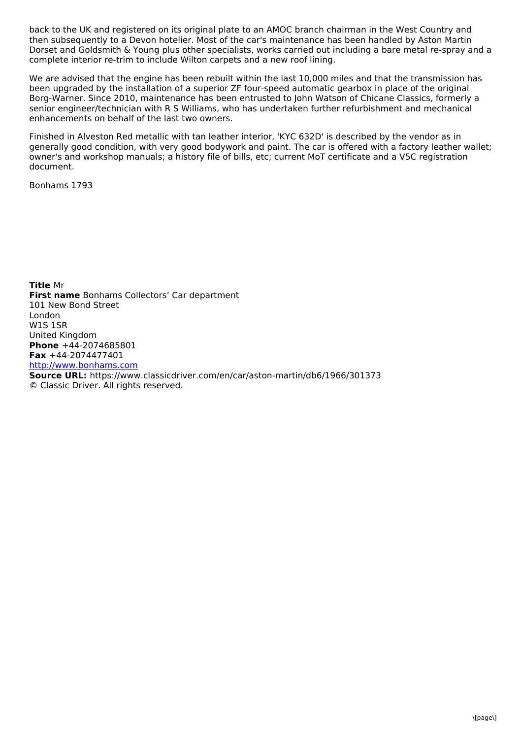back to the UK and registered on its original plate to an AMOC branch chairman in the West Country and then subsequently to a Devon hotelier. Most of the car's maintenance has been handled by Aston Martin Dorset and Goldsmith & Young plus other specialists, works carried out including a bare metal re-spray and a complete interior re-trim to include Wilton carpets and a new roof lining.

We are advised that the engine has been rebuilt within the last 10,000 miles and that the transmission has been upgraded by the installation of a superior ZF four-speed automatic gearbox in place of the original Borg-Warner. Since 2010, maintenance has been entrusted to John Watson of Chicane Classics, formerly a senior engineer/technician with R S Williams, who has undertaken further refurbishment and mechanical enhancements on behalf of the last two owners.

Finished in Alveston Red metallic with tan leather interior, 'KYC 632D' is described by the vendor as in generally good condition, with very good bodywork and paint. The car is offered with a factory leather wallet; owner's and workshop manuals; a history file of bills, etc; current MoT certificate and a V5C registration document.

Bonhams 1793

**Title** Mr
**First name** Bonhams Collectors' Car department
101 New Bond Street
London
W1S 1SR
United Kingdom
**Phone** +44-2074685801
**Fax** +44-2074477401
[http://www.bonhams.com](http://www.bonhams.com)
**Source URL:** https://www.classicdriver.com/en/car/aston-martin/db6/1966/301373
© Classic Driver. All rights reserved.